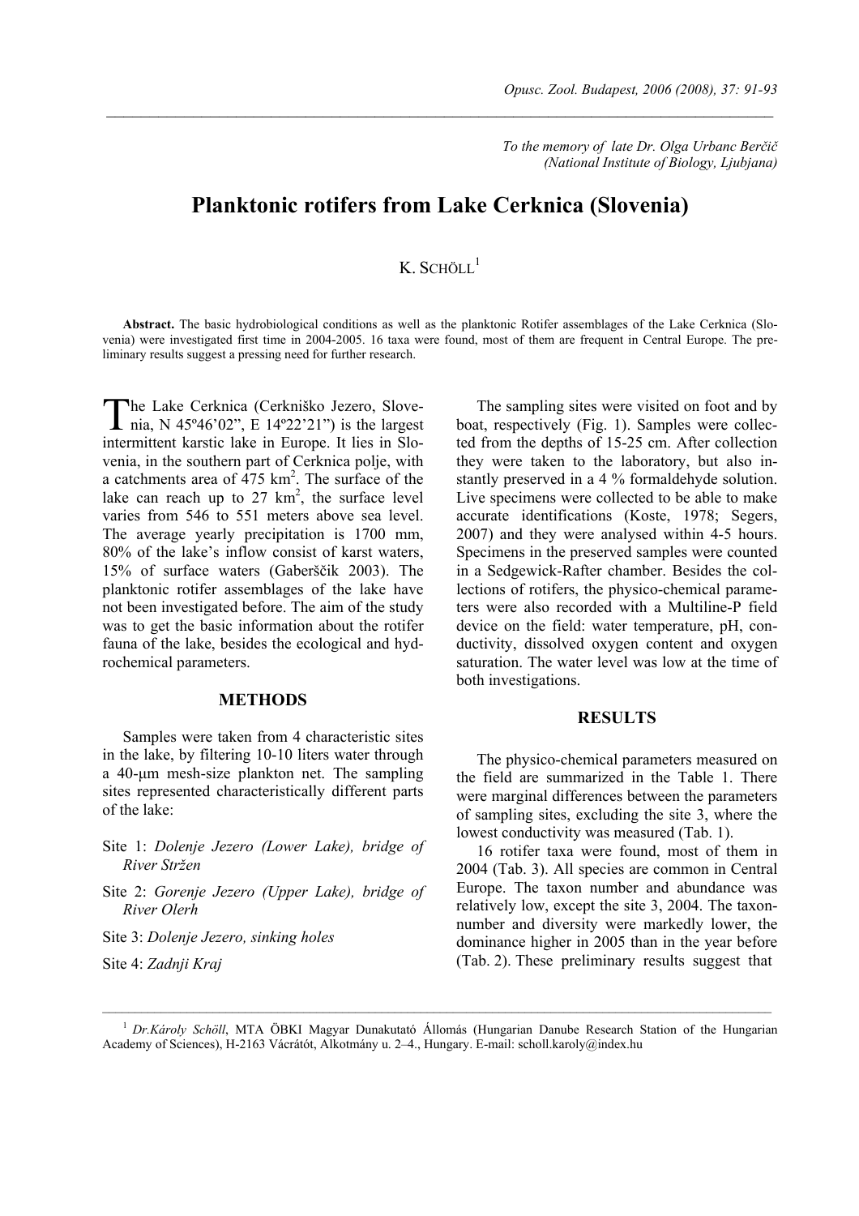*To the memory of late Dr. Olga Urbanc Berčič*
*(National Institute of Biology, Ljubjana)*

# Planktonic rotifers from Lake Cerknica (Slovenia)

K. SCHÖLL[1]

**Abstract.** The basic hydrobiological conditions as well as the planktonic Rotifer assemblages of the Lake Cerknica (Slovenia) were investigated first time in 2004-2005. 16 taxa were found, most of them are frequent in Central Europe. The preliminary results suggest a pressing need for further research.

The Lake Cerknica (Cerkniško Jezero, Slovenia, N 45º46'02", E 14º22'21") is the largest intermittent karstic lake in Europe. It lies in Slovenia, in the southern part of Cerknica polje, with a catchments area of 475 km$^2$. The surface of the lake can reach up to 27 km$^2$, the surface level varies from 546 to 551 meters above sea level. The average yearly precipitation is 1700 mm, 80% of the lake's inflow consist of karst waters, 15% of surface waters (Gaberščik 2003). The planktonic rotifer assemblages of the lake have not been investigated before. The aim of the study was to get the basic information about the rotifer fauna of the lake, besides the ecological and hydrochemical parameters.

## METHODS

Samples were taken from 4 characteristic sites in the lake, by filtering 10-10 liters water through a 40-μm mesh-size plankton net. The sampling sites represented characteristically different parts of the lake:

Site 1: *Dolenje Jezero (Lower Lake), bridge of River Stržen*

Site 2: *Gorenje Jezero (Upper Lake), bridge of River Olerh*

Site 3: *Dolenje Jezero, sinking holes*

Site 4: *Zadnji Kraj*

The sampling sites were visited on foot and by boat, respectively (Fig. 1). Samples were collected from the depths of 15-25 cm. After collection they were taken to the laboratory, but also instantly preserved in a 4 % formaldehyde solution. Live specimens were collected to be able to make accurate identifications (Koste, 1978; Segers, 2007) and they were analysed within 4-5 hours. Specimens in the preserved samples were counted in a Sedgewick-Rafter chamber. Besides the collections of rotifers, the physico-chemical parameters were also recorded with a Multiline-P field device on the field: water temperature, pH, conductivity, dissolved oxygen content and oxygen saturation. The water level was low at the time of both investigations.

## RESULTS

The physico-chemical parameters measured on the field are summarized in the Table 1. There were marginal differences between the parameters of sampling sites, excluding the site 3, where the lowest conductivity was measured (Tab. 1).

16 rotifer taxa were found, most of them in 2004 (Tab. 3). All species are common in Central Europe. The taxon number and abundance was relatively low, except the site 3, 2004. The taxon-number and diversity were markedly lower, the dominance higher in 2005 than in the year before (Tab. 2). These preliminary results suggest that

[1] *Dr.Károly Schöll*, MTA ÖBKI Magyar Dunakutató Állomás (Hungarian Danube Research Station of the Hungarian Academy of Sciences), H-2163 Vácrátót, Alkotmány u. 2–4., Hungary. E-mail: scholl.karoly@index.hu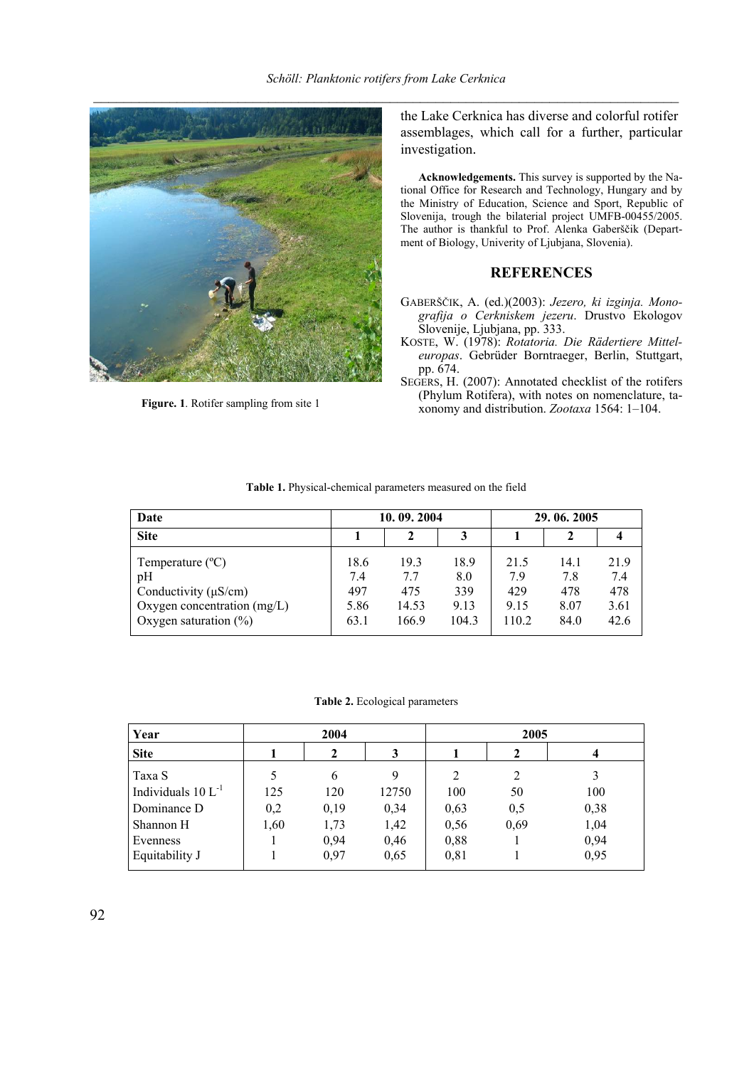Figure. 1. Rotifer sampling from site 1

the Lake Cerknica has diverse and colorful rotifer assemblages, which call for a further, particular investigation.

**Acknowledgements.** This survey is supported by the National Office for Research and Technology, Hungary and by the Ministry of Education, Science and Sport, Republic of Slovenija, trough the bilaterial project UMFB-00455/2005. The author is thankful to Prof. Alenka Gaberščik (Department of Biology, Univerity of Ljubjana, Slovenia).

## REFERENCES

GABERŠČIK, A. (ed.)(2003): *Jezero, ki izginja. Monografija o Cerkniskem jezeru*. Drustvo Ekologov Slovenije, Ljubjana, pp. 333.

KOSTE, W. (1978): *Rotatoria. Die Rädertiere Mitteleuropas*. Gebrüder Borntraeger, Berlin, Stuttgart, pp. 674.

SEGERS, H. (2007): Annotated checklist of the rotifers (Phylum Rotifera), with notes on nomenclature, taxonomy and distribution. *Zootaxa* 1564: 1–104.

**Table 1.** Physical-chemical parameters measured on the field

| Date | 10. 09. 2004 | | | 29. 06. 2005 | | |
|---|---|---|---|---|---|---|
| Site | 1 | 2 | 3 | 1 | 2 | 4 |
| Temperature (ºC) | 18.6 | 19.3 | 18.9 | 21.5 | 14.1 | 21.9 |
| pH | 7.4 | 7.7 | 8.0 | 7.9 | 7.8 | 7.4 |
| Conductivity (µS/cm) | 497 | 475 | 339 | 429 | 478 | 478 |
| Oxygen concentration (mg/L) | 5.86 | 14.53 | 9.13 | 9.15 | 8.07 | 3.61 |
| Oxygen saturation (%) | 63.1 | 166.9 | 104.3 | 110.2 | 84.0 | 42.6 |

**Table 2.** Ecological parameters

| Year | 2004 | | | 2005 | | |
|---|---|---|---|---|---|---|
| Site | 1 | 2 | 3 | 1 | 2 | 4 |
| Taxa S | 5 | 6 | 9 | 2 | 2 | 3 |
| Individuals 10 $L^{-1}$ | 125 | 120 | 12750 | 100 | 50 | 100 |
| Dominance D | 0,2 | 0,19 | 0,34 | 0,63 | 0,5 | 0,38 |
| Shannon H | 1,60 | 1,73 | 1,42 | 0,56 | 0,69 | 1,04 |
| Evenness | 1 | 0,94 | 0,46 | 0,88 | 1 | 0,94 |
| Equitability J | 1 | 0,97 | 0,65 | 0,81 | 1 | 0,95 |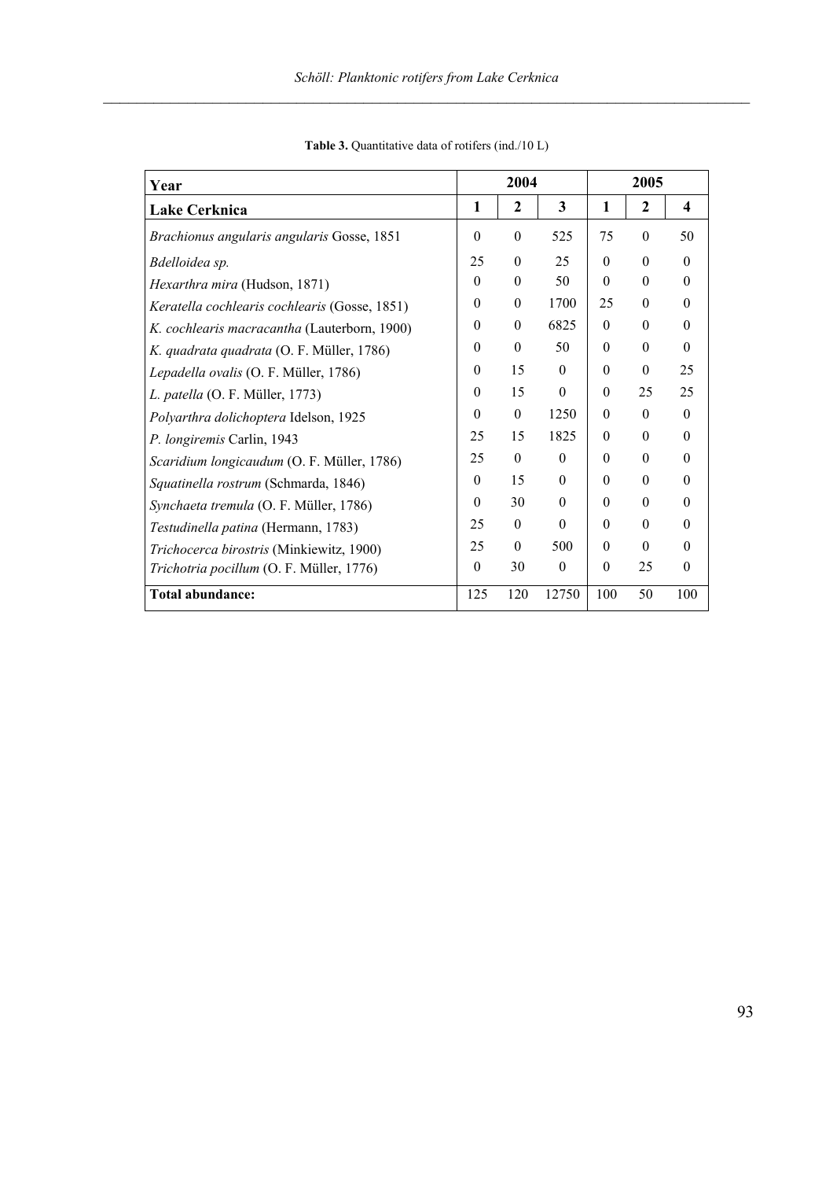**Table 3.** Quantitative data of rotifers (ind./10 L)

| **Year** | **2004** | | | **2005** | | |
|---|---|---|---|---|---|---|
| **Lake Cerknica** | **1** | **2** | **3** | **1** | **2** | **4** |
| *Brachionus angularis angularis* Gosse, 1851 | 0 | 0 | 525 | 75 | 0 | 50 |
| *Bdelloidea sp.* | 25 | 0 | 25 | 0 | 0 | 0 |
| *Hexarthra mira* (Hudson, 1871) | 0 | 0 | 50 | 0 | 0 | 0 |
| *Keratella cochlearis cochlearis* (Gosse, 1851) | 0 | 0 | 1700 | 25 | 0 | 0 |
| *K. cochlearis macracantha* (Lauterborn, 1900) | 0 | 0 | 6825 | 0 | 0 | 0 |
| *K. quadrata quadrata* (O. F. Müller, 1786) | 0 | 0 | 50 | 0 | 0 | 0 |
| *Lepadella ovalis* (O. F. Müller, 1786) | 0 | 15 | 0 | 0 | 0 | 25 |
| *L. patella* (O. F. Müller, 1773) | 0 | 15 | 0 | 0 | 25 | 25 |
| *Polyarthra dolichoptera* Idelson, 1925 | 0 | 0 | 1250 | 0 | 0 | 0 |
| *P. longiremis* Carlin, 1943 | 25 | 15 | 1825 | 0 | 0 | 0 |
| *Scaridium longicaudum* (O. F. Müller, 1786) | 25 | 0 | 0 | 0 | 0 | 0 |
| *Squatinella rostrum* (Schmarda, 1846) | 0 | 15 | 0 | 0 | 0 | 0 |
| *Synchaeta tremula* (O. F. Müller, 1786) | 0 | 30 | 0 | 0 | 0 | 0 |
| *Testudinella patina* (Hermann, 1783) | 25 | 0 | 0 | 0 | 0 | 0 |
| *Trichocerca birostris* (Minkiewitz, 1900) | 25 | 0 | 500 | 0 | 0 | 0 |
| *Trichotria pocillum* (O. F. Müller, 1776) | 0 | 30 | 0 | 0 | 25 | 0 |
| **Total abundance:** | 125 | 120 | 12750 | 100 | 50 | 100 |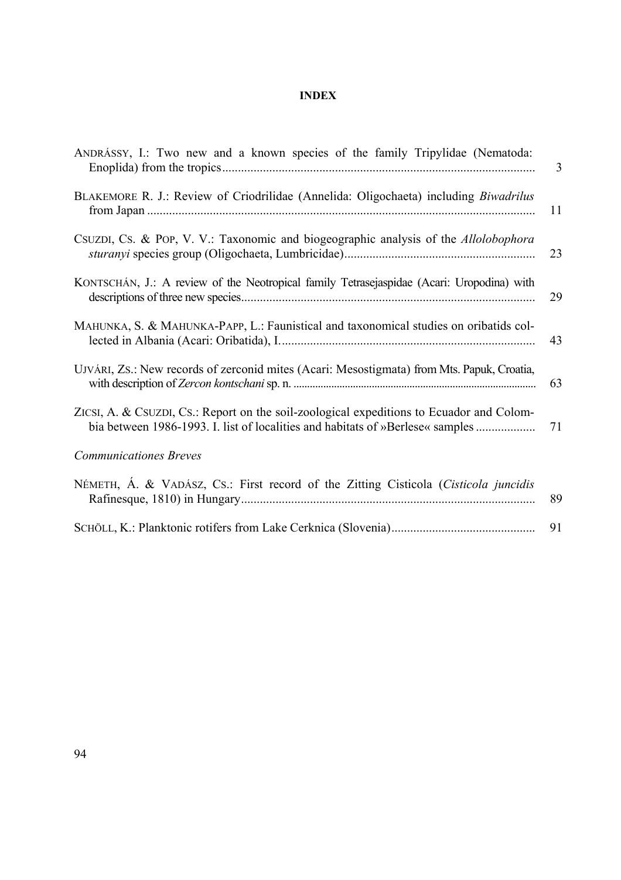**INDEX**

ANDRÁSSY, I.: Two new and a known species of the family Tripylidae (Nematoda: Enoplida) from the tropics ........ 3

BLAKEMORE R. J.: Review of Criodrilidae (Annelida: Oligochaeta) including *Biwadrilus* from Japan ........ 11

CSUZDI, CS. & POP, V. V.: Taxonomic and biogeographic analysis of the *Allolobophora sturanyi* species group (Oligochaeta, Lumbricidae) ........ 23

KONTSCHÁN, J.: A review of the Neotropical family Tetrasejaspidae (Acari: Uropodina) with descriptions of three new species ........ 29

MAHUNKA, S. & MAHUNKA-PAPP, L.: Faunistical and taxonomical studies on oribatids collected in Albania (Acari: Oribatida), I. ........ 43

UJVÁRI, ZS.: New records of zerconid mites (Acari: Mesostigmata) from Mts. Papuk, Croatia, with description of *Zercon kontschani* sp. n. ........ 63

ZICSI, A. & CSUZDI, CS.: Report on the soil-zoological expeditions to Ecuador and Colombia between 1986-1993. I. list of localities and habitats of »Berlese« samples ........ 71

*Communicationes Breves*

NÉMETH, Á. & VADÁSZ, CS.: First record of the Zitting Cisticola (*Cisticola juncidis* Rafinesque, 1810) in Hungary ........ 89

SCHÖLL, K.: Planktonic rotifers from Lake Cerknica (Slovenia) ........ 91